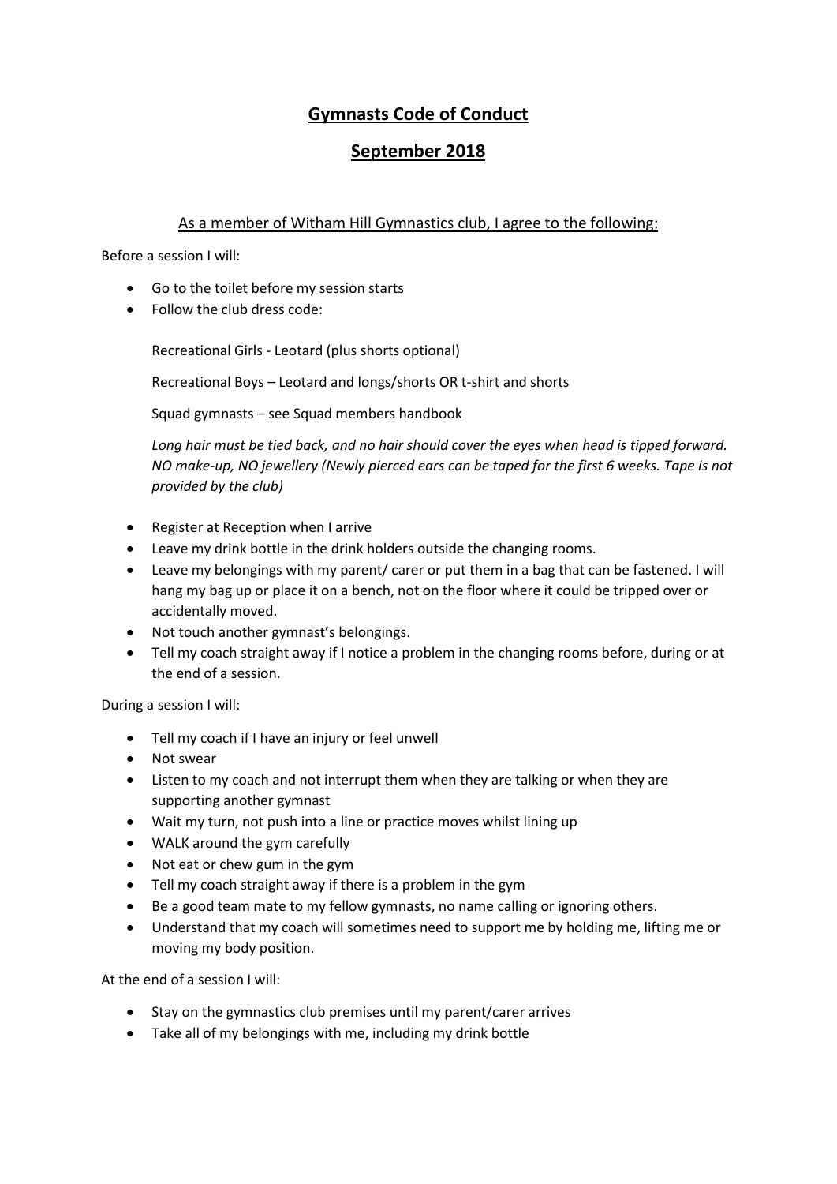# **Gymnasts Code of Conduct**

## **September 2018**

As a member of Witham Hill Gymnastics club, I agree to the following:

Before a session I will:

- Go to the toilet before my session starts
- Follow the club dress code:

  Recreational Girls - Leotard (plus shorts optional)

  Recreational Boys – Leotard and longs/shorts OR t-shirt and shorts

  Squad gymnasts – see Squad members handbook

  *Long hair must be tied back, and no hair should cover the eyes when head is tipped forward. NO make-up, NO jewellery (Newly pierced ears can be taped for the first 6 weeks. Tape is not provided by the club)*

- Register at Reception when I arrive
- Leave my drink bottle in the drink holders outside the changing rooms.
- Leave my belongings with my parent/ carer or put them in a bag that can be fastened. I will hang my bag up or place it on a bench, not on the floor where it could be tripped over or accidentally moved.
- Not touch another gymnast's belongings.
- Tell my coach straight away if I notice a problem in the changing rooms before, during or at the end of a session.

During a session I will:

- Tell my coach if I have an injury or feel unwell
- Not swear
- Listen to my coach and not interrupt them when they are talking or when they are supporting another gymnast
- Wait my turn, not push into a line or practice moves whilst lining up
- WALK around the gym carefully
- Not eat or chew gum in the gym
- Tell my coach straight away if there is a problem in the gym
- Be a good team mate to my fellow gymnasts, no name calling or ignoring others.
- Understand that my coach will sometimes need to support me by holding me, lifting me or moving my body position.

At the end of a session I will:

- Stay on the gymnastics club premises until my parent/carer arrives
- Take all of my belongings with me, including my drink bottle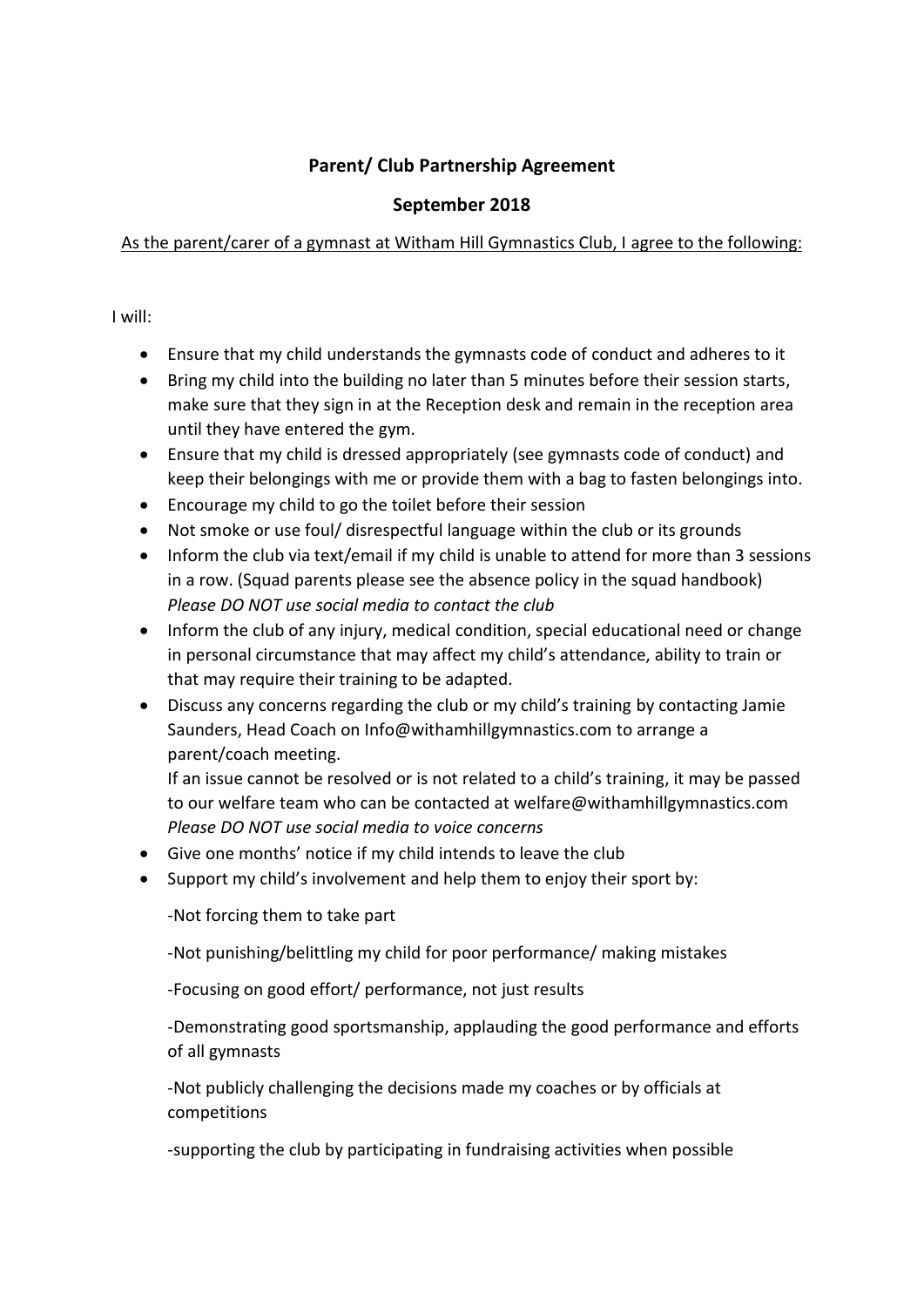**Parent/ Club Partnership Agreement**

**September 2018**

<u>As the parent/carer of a gymnast at Witham Hill Gymnastics Club, I agree to the following:</u>

I will:

- Ensure that my child understands the gymnasts code of conduct and adheres to it
- Bring my child into the building no later than 5 minutes before their session starts, make sure that they sign in at the Reception desk and remain in the reception area until they have entered the gym.
- Ensure that my child is dressed appropriately (see gymnasts code of conduct) and keep their belongings with me or provide them with a bag to fasten belongings into.
- Encourage my child to go the toilet before their session
- Not smoke or use foul/ disrespectful language within the club or its grounds
- Inform the club via text/email if my child is unable to attend for more than 3 sessions in a row. (Squad parents please see the absence policy in the squad handbook) *Please DO NOT use social media to contact the club*
- Inform the club of any injury, medical condition, special educational need or change in personal circumstance that may affect my child's attendance, ability to train or that may require their training to be adapted.
- Discuss any concerns regarding the club or my child's training by contacting Jamie Saunders, Head Coach on Info@withamhillgymnastics.com to arrange a parent/coach meeting.
  If an issue cannot be resolved or is not related to a child's training, it may be passed to our welfare team who can be contacted at welfare@withamhillgymnastics.com
  *Please DO NOT use social media to voice concerns*
- Give one months' notice if my child intends to leave the club
- Support my child's involvement and help them to enjoy their sport by:

  -Not forcing them to take part

  -Not punishing/belittling my child for poor performance/ making mistakes

  -Focusing on good effort/ performance, not just results

  -Demonstrating good sportsmanship, applauding the good performance and efforts of all gymnasts

  -Not publicly challenging the decisions made my coaches or by officials at competitions

  -supporting the club by participating in fundraising activities when possible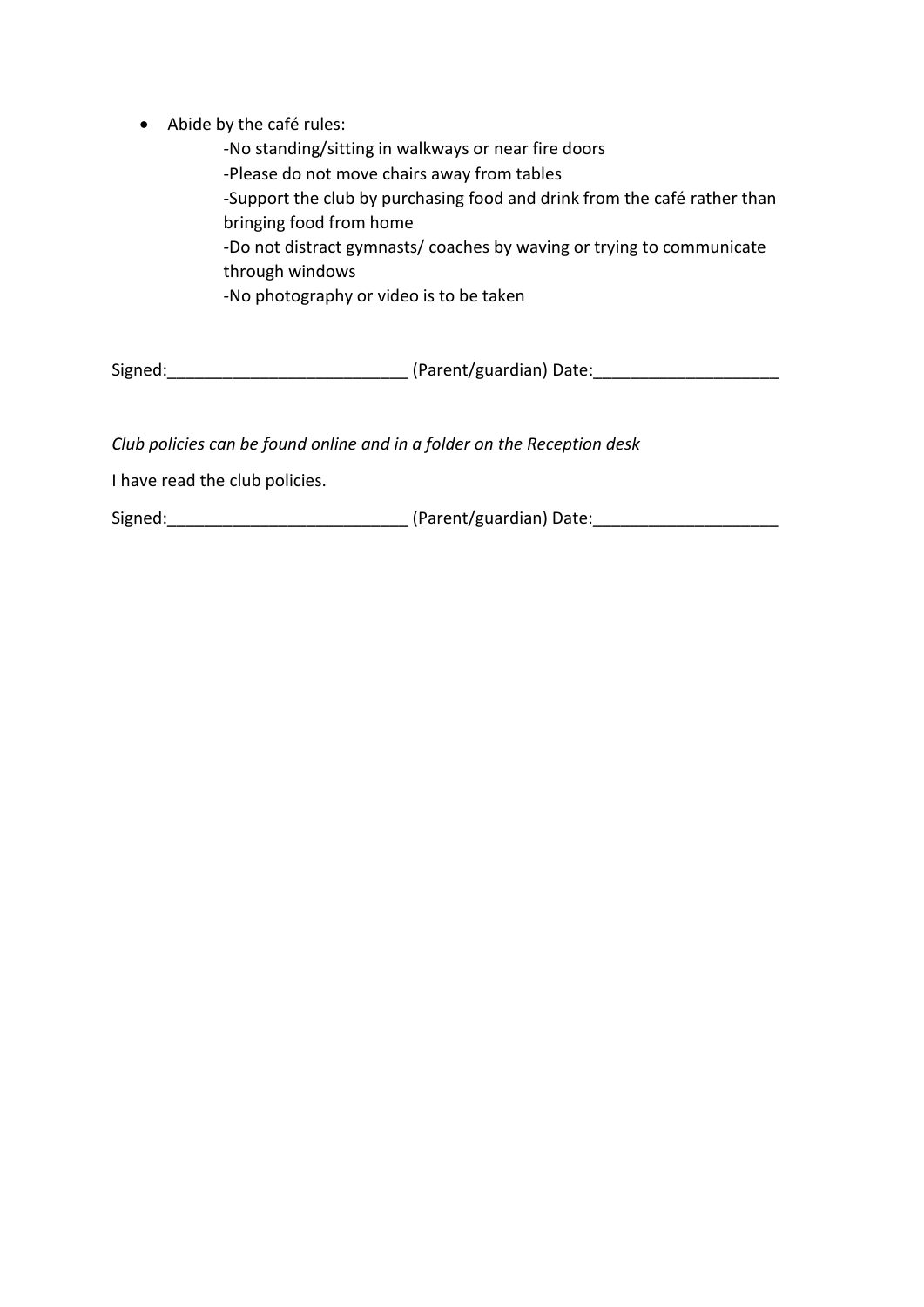- Abide by the café rules:
  - -No standing/sitting in walkways or near fire doors
  - -Please do not move chairs away from tables
  - -Support the club by purchasing food and drink from the café rather than bringing food from home
  - -Do not distract gymnasts/ coaches by waving or trying to communicate through windows
  - -No photography or video is to be taken

Signed:__________________________ (Parent/guardian) Date:___________________

*Club policies can be found online and in a folder on the Reception desk*

I have read the club policies.

Signed:__________________________ (Parent/guardian) Date:___________________